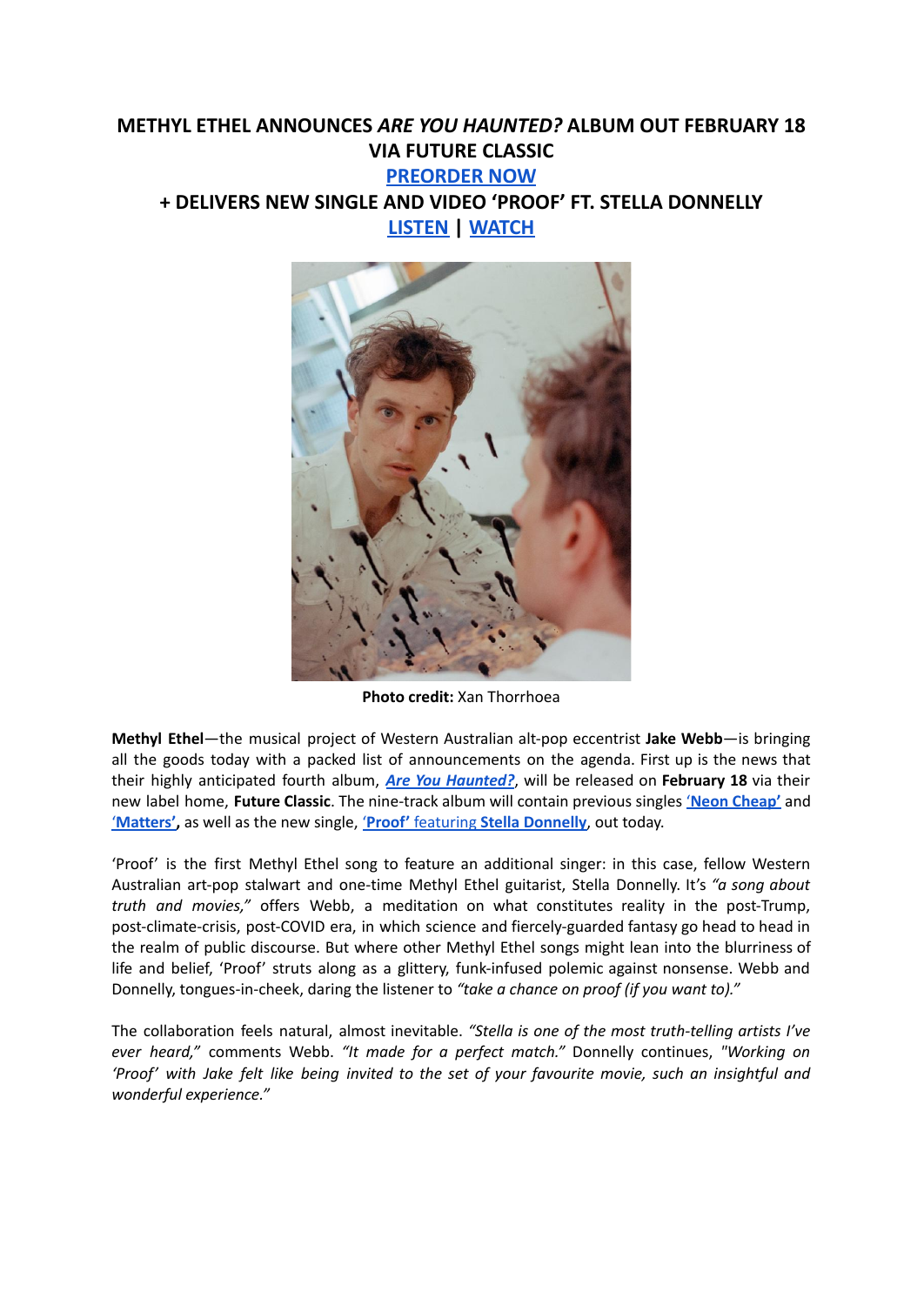# METHYL ETHEL ANNOUNCES *ARE YOU HAUNTED?* ALBUM OUT FEBRUARY 18 VIA FUTURE CLASSIC

**PREORDER NOW**

## + DELIVERS NEW SINGLE AND VIDEO 'PROOF' FT. STELLA DONNELLY

**LISTEN** | **WATCH**

**Photo credit:** Xan Thorrhoea

**Methyl Ethel**—the musical project of Western Australian alt-pop eccentrist **Jake Webb**—is bringing all the goods today with a packed list of announcements on the agenda. First up is the news that their highly anticipated fourth album, ***Are You Haunted?***, will be released on **February 18** via their new label home, **Future Classic**. The nine-track album will contain previous singles **'Neon Cheap'** and **'Matters'**, as well as the new single, **'Proof'** featuring **Stella Donnelly**, out today.

'Proof' is the first Methyl Ethel song to feature an additional singer: in this case, fellow Western Australian art-pop stalwart and one-time Methyl Ethel guitarist, Stella Donnelly. It's *"a song about truth and movies,"* offers Webb, a meditation on what constitutes reality in the post-Trump, post-climate-crisis, post-COVID era, in which science and fiercely-guarded fantasy go head to head in the realm of public discourse. But where other Methyl Ethel songs might lean into the blurriness of life and belief, 'Proof' struts along as a glittery, funk-infused polemic against nonsense. Webb and Donnelly, tongues-in-cheek, daring the listener to *"take a chance on proof (if you want to)."*

The collaboration feels natural, almost inevitable. *"Stella is one of the most truth-telling artists I've ever heard,"* comments Webb. *"It made for a perfect match."* Donnelly continues, *"Working on 'Proof' with Jake felt like being invited to the set of your favourite movie, such an insightful and wonderful experience."*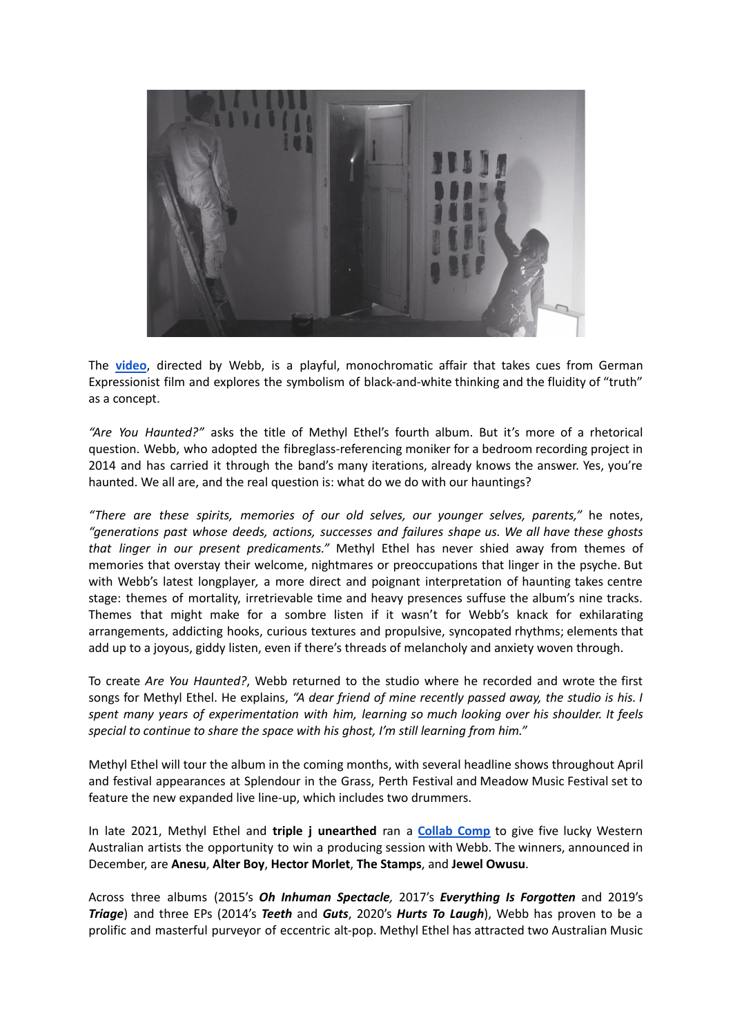The **[video](#)**, directed by Webb, is a playful, monochromatic affair that takes cues from German Expressionist film and explores the symbolism of black-and-white thinking and the fluidity of "truth" as a concept.

*"Are You Haunted?"* asks the title of Methyl Ethel's fourth album. But it's more of a rhetorical question. Webb, who adopted the fibreglass-referencing moniker for a bedroom recording project in 2014 and has carried it through the band's many iterations, already knows the answer. Yes, you're haunted. We all are, and the real question is: what do we do with our hauntings?

*"There are these spirits, memories of our old selves, our younger selves, parents,"* he notes, *"generations past whose deeds, actions, successes and failures shape us. We all have these ghosts that linger in our present predicaments."* Methyl Ethel has never shied away from themes of memories that overstay their welcome, nightmares or preoccupations that linger in the psyche. But with Webb's latest longplayer, a more direct and poignant interpretation of haunting takes centre stage: themes of mortality, irretrievable time and heavy presences suffuse the album's nine tracks. Themes that might make for a sombre listen if it wasn't for Webb's knack for exhilarating arrangements, addicting hooks, curious textures and propulsive, syncopated rhythms; elements that add up to a joyous, giddy listen, even if there's threads of melancholy and anxiety woven through.

To create *Are You Haunted?*, Webb returned to the studio where he recorded and wrote the first songs for Methyl Ethel. He explains, *"A dear friend of mine recently passed away, the studio is his. I spent many years of experimentation with him, learning so much looking over his shoulder. It feels special to continue to share the space with his ghost, I'm still learning from him."*

Methyl Ethel will tour the album in the coming months, with several headline shows throughout April and festival appearances at Splendour in the Grass, Perth Festival and Meadow Music Festival set to feature the new expanded live line-up, which includes two drummers.

In late 2021, Methyl Ethel and **triple j unearthed** ran a **[Collab Comp](#)** to give five lucky Western Australian artists the opportunity to win a producing session with Webb. The winners, announced in December, are **Anesu**, **Alter Boy**, **Hector Morlet**, **The Stamps**, and **Jewel Owusu**.

Across three albums (2015's ***Oh Inhuman Spectacle***, 2017's ***Everything Is Forgotten*** and 2019's ***Triage***) and three EPs (2014's ***Teeth*** and ***Guts***, 2020's ***Hurts To Laugh***), Webb has proven to be a prolific and masterful purveyor of eccentric alt-pop. Methyl Ethel has attracted two Australian Music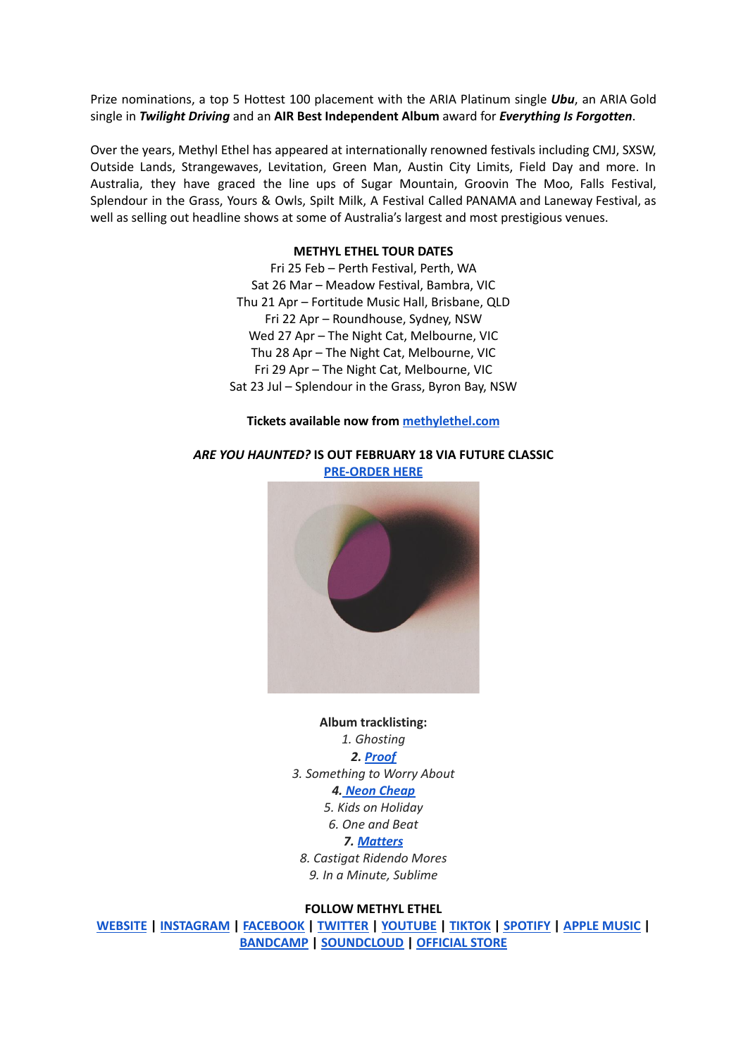Prize nominations, a top 5 Hottest 100 placement with the ARIA Platinum single ***Ubu***, an ARIA Gold single in ***Twilight Driving*** and an **AIR Best Independent Album** award for ***Everything Is Forgotten***.

Over the years, Methyl Ethel has appeared at internationally renowned festivals including CMJ, SXSW, Outside Lands, Strangewaves, Levitation, Green Man, Austin City Limits, Field Day and more. In Australia, they have graced the line ups of Sugar Mountain, Groovin The Moo, Falls Festival, Splendour in the Grass, Yours & Owls, Spilt Milk, A Festival Called PANAMA and Laneway Festival, as well as selling out headline shows at some of Australia's largest and most prestigious venues.

**METHYL ETHEL TOUR DATES**

Fri 25 Feb – Perth Festival, Perth, WA
Sat 26 Mar – Meadow Festival, Bambra, VIC
Thu 21 Apr – Fortitude Music Hall, Brisbane, QLD
Fri 22 Apr – Roundhouse, Sydney, NSW
Wed 27 Apr – The Night Cat, Melbourne, VIC
Thu 28 Apr – The Night Cat, Melbourne, VIC
Fri 29 Apr – The Night Cat, Melbourne, VIC
Sat 23 Jul – Splendour in the Grass, Byron Bay, NSW

**Tickets available now from methylethel.com**

***ARE YOU HAUNTED?* IS OUT FEBRUARY 18 VIA FUTURE CLASSIC**

**PRE-ORDER HERE**

**Album tracklisting:**

*1. Ghosting*
***2. Proof***
*3. Something to Worry About*
***4. Neon Cheap***
*5. Kids on Holiday*
*6. One and Beat*
***7. Matters***
*8. Castigat Ridendo Mores*
*9. In a Minute, Sublime*

**FOLLOW METHYL ETHEL**

**WEBSITE | INSTAGRAM | FACEBOOK | TWITTER | YOUTUBE | TIKTOK | SPOTIFY | APPLE MUSIC | BANDCAMP | SOUNDCLOUD | OFFICIAL STORE**